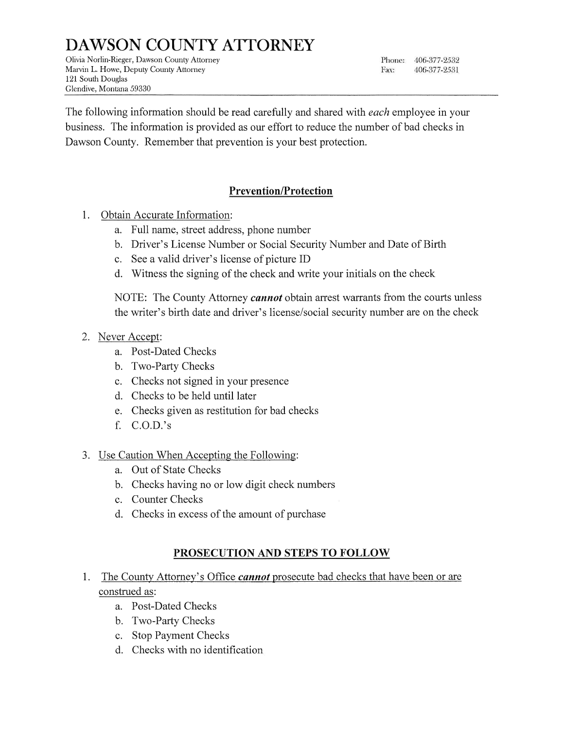# DAWSON COUNTY ATTORNEY

Olivia Norlin-Rieger, Dawson County Attorney
Marvin L. Howe, Deputy County Attorney
121 South Douglas
Glendive, Montana 59330

Phone: 406-377-2532
Fax: 406-377-2531

The following information should be read carefully and shared with *each* employee in your business. The information is provided as our effort to reduce the number of bad checks in Dawson County. Remember that prevention is your best protection.

## Prevention/Protection

1. Obtain Accurate Information:
   a. Full name, street address, phone number
   b. Driver's License Number or Social Security Number and Date of Birth
   c. See a valid driver's license of picture ID
   d. Witness the signing of the check and write your initials on the check

   NOTE: The County Attorney ***cannot*** obtain arrest warrants from the courts unless the writer's birth date and driver's license/social security number are on the check

2. Never Accept:
   a. Post-Dated Checks
   b. Two-Party Checks
   c. Checks not signed in your presence
   d. Checks to be held until later
   e. Checks given as restitution for bad checks
   f. C.O.D.'s

3. Use Caution When Accepting the Following:
   a. Out of State Checks
   b. Checks having no or low digit check numbers
   c. Counter Checks
   d. Checks in excess of the amount of purchase

## PROSECUTION AND STEPS TO FOLLOW

1. The County Attorney's Office ***cannot*** prosecute bad checks that have been or are construed as:
   a. Post-Dated Checks
   b. Two-Party Checks
   c. Stop Payment Checks
   d. Checks with no identification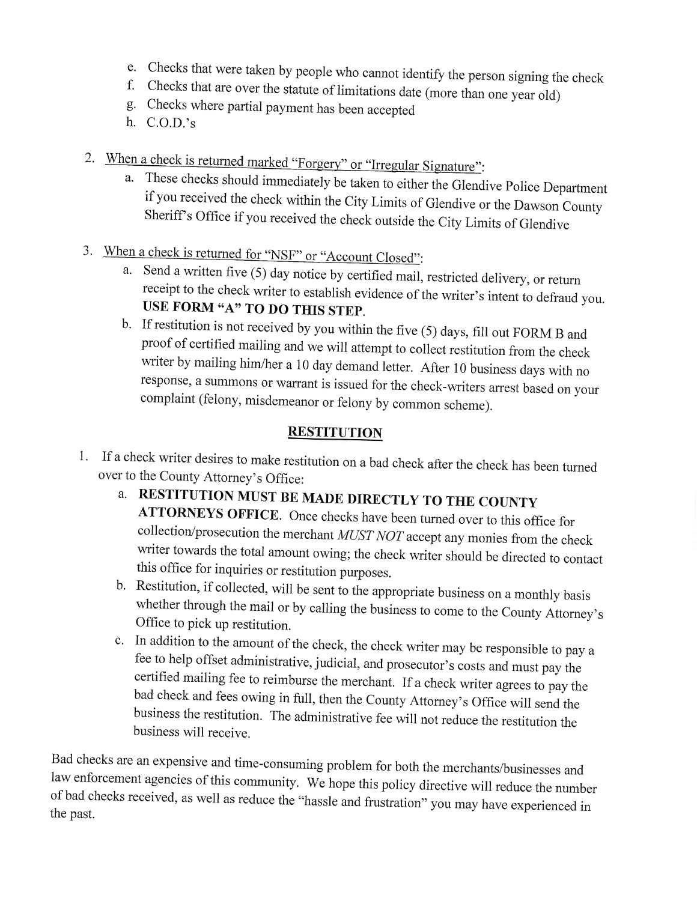e. Checks that were taken by people who cannot identify the person signing the check
   f. Checks that are over the statute of limitations date (more than one year old)
   g. Checks where partial payment has been accepted
   h. C.O.D.'s

2. <u>When a check is returned marked "Forgery" or "Irregular Signature":</u>
   a. These checks should immediately be taken to either the Glendive Police Department if you received the check within the City Limits of Glendive or the Dawson County Sheriff's Office if you received the check outside the City Limits of Glendive

3. <u>When a check is returned for "NSF" or "Account Closed":</u>
   a. Send a written five (5) day notice by certified mail, restricted delivery, or return receipt to the check writer to establish evidence of the writer's intent to defraud you. **USE FORM "A" TO DO THIS STEP.**
   b. If restitution is not received by you within the five (5) days, fill out FORM B and proof of certified mailing and we will attempt to collect restitution from the check writer by mailing him/her a 10 day demand letter. After 10 business days with no response, a summons or warrant is issued for the check-writers arrest based on your complaint (felony, misdemeanor or felony by common scheme).

## RESTITUTION

1. If a check writer desires to make restitution on a bad check after the check has been turned over to the County Attorney's Office:
   a. **RESTITUTION MUST BE MADE DIRECTLY TO THE COUNTY ATTORNEYS OFFICE**. Once checks have been turned over to this office for collection/prosecution the merchant *MUST NOT* accept any monies from the check writer towards the total amount owing; the check writer should be directed to contact this office for inquiries or restitution purposes.
   b. Restitution, if collected, will be sent to the appropriate business on a monthly basis whether through the mail or by calling the business to come to the County Attorney's Office to pick up restitution.
   c. In addition to the amount of the check, the check writer may be responsible to pay a fee to help offset administrative, judicial, and prosecutor's costs and must pay the certified mailing fee to reimburse the merchant. If a check writer agrees to pay the bad check and fees owing in full, then the County Attorney's Office will send the business the restitution. The administrative fee will not reduce the restitution the business will receive.

Bad checks are an expensive and time-consuming problem for both the merchants/businesses and law enforcement agencies of this community. We hope this policy directive will reduce the number of bad checks received, as well as reduce the "hassle and frustration" you may have experienced in the past.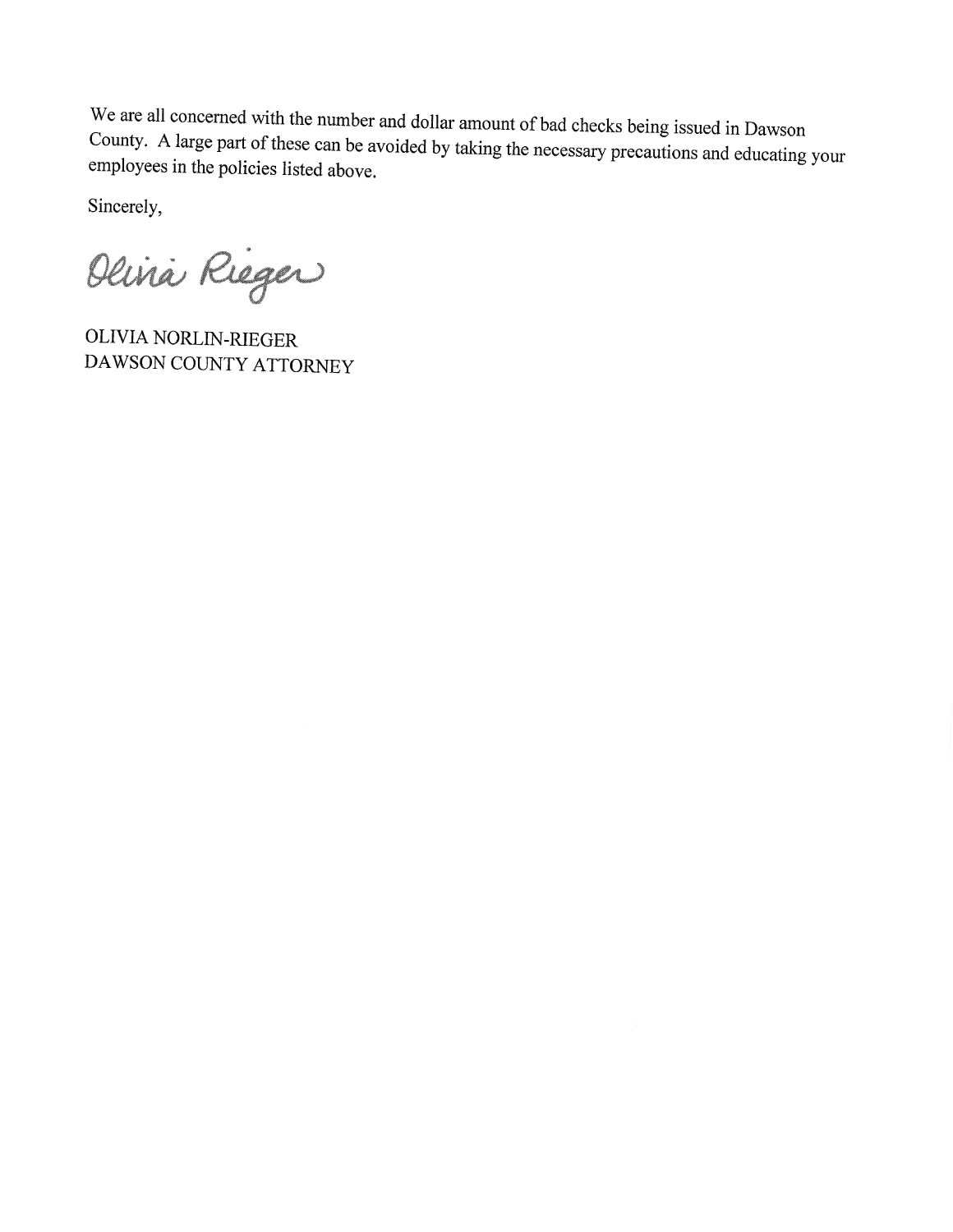We are all concerned with the number and dollar amount of bad checks being issued in Dawson County. A large part of these can be avoided by taking the necessary precautions and educating your employees in the policies listed above.

Sincerely,

Olivia Rieger

OLIVIA NORLIN-RIEGER
DAWSON COUNTY ATTORNEY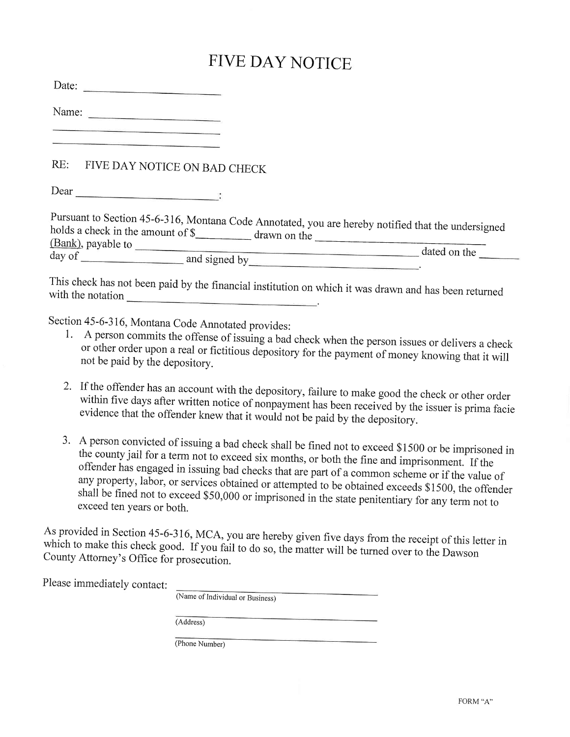# FIVE DAY NOTICE

Date: ______________________

Name: ______________________

______________________

______________________

RE: FIVE DAY NOTICE ON BAD CHECK

Dear ______________________:

Pursuant to Section 45-6-316, Montana Code Annotated, you are hereby notified that the undersigned holds a check in the amount of $_________ drawn on the ______________________ (Bank), payable to ______________________ dated on the _______ day of ______________ and signed by ______________________.

This check has not been paid by the financial institution on which it was drawn and has been returned with the notation ______________________.

Section 45-6-316, Montana Code Annotated provides:

1. A person commits the offense of issuing a bad check when the person issues or delivers a check or other order upon a real or fictitious depository for the payment of money knowing that it will not be paid by the depository.

2. If the offender has an account with the depository, failure to make good the check or other order within five days after written notice of nonpayment has been received by the issuer is prima facie evidence that the offender knew that it would not be paid by the depository.

3. A person convicted of issuing a bad check shall be fined not to exceed $1500 or be imprisoned in the county jail for a term not to exceed six months, or both the fine and imprisonment. If the offender has engaged in issuing bad checks that are part of a common scheme or if the value of any property, labor, or services obtained or attempted to be obtained exceeds $1500, the offender shall be fined not to exceed $50,000 or imprisoned in the state penitentiary for any term not to exceed ten years or both.

As provided in Section 45-6-316, MCA, you are hereby given five days from the receipt of this letter in which to make this check good. If you fail to do so, the matter will be turned over to the Dawson County Attorney's Office for prosecution.

Please immediately contact:

______________________
(Name of Individual or Business)

______________________
(Address)

______________________
(Phone Number)

FORM "A"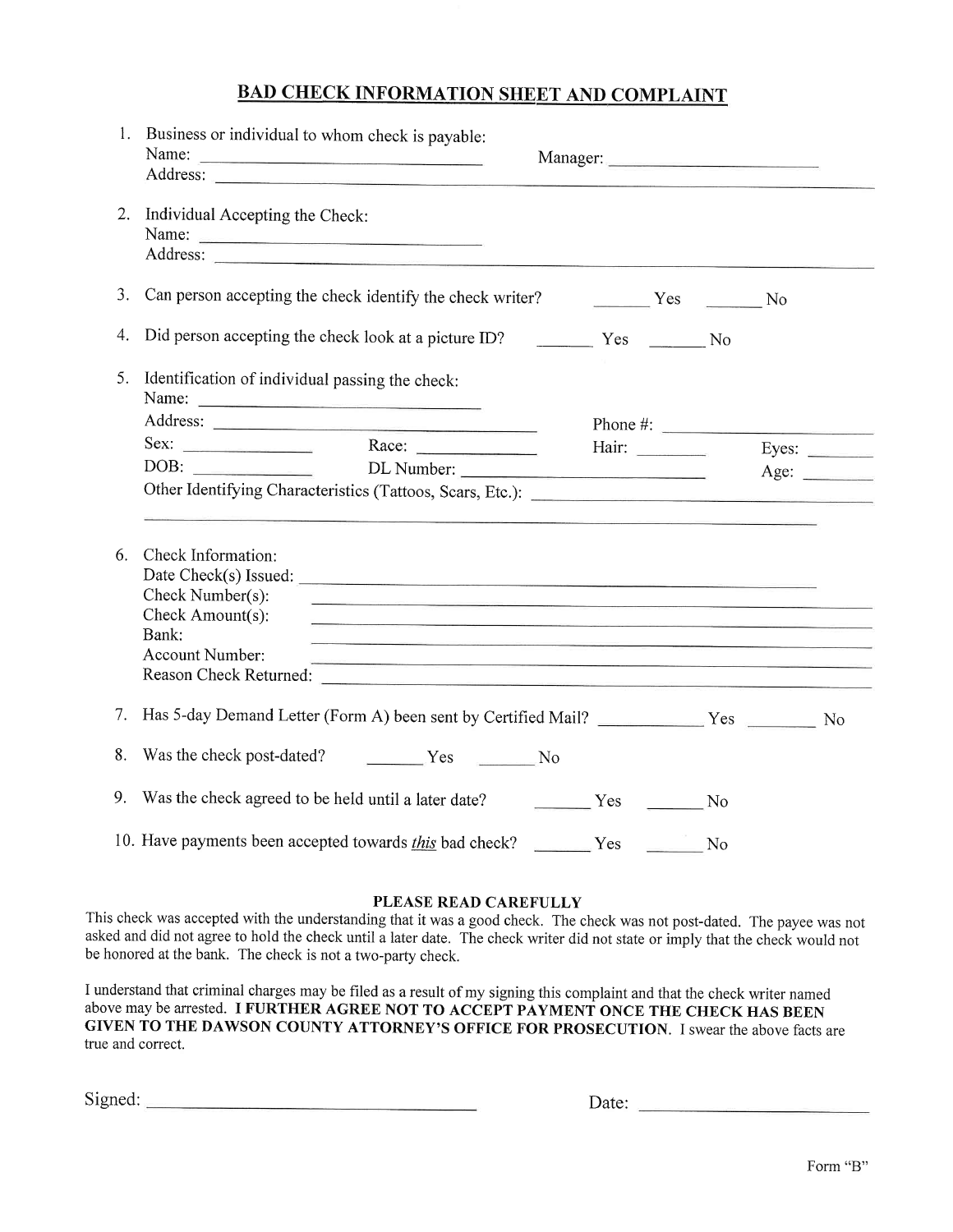# BAD CHECK INFORMATION SHEET AND COMPLAINT

1. Business or individual to whom check is payable:
   Name: ______________________________ Manager: ______________________
   Address: ______________________________________________________________

2. Individual Accepting the Check:
   Name: ______________________________
   Address: ______________________________________________________________

3. Can person accepting the check identify the check writer? ______ Yes ______ No

4. Did person accepting the check look at a picture ID? ______ Yes ______ No

5. Identification of individual passing the check:
   Name: ______________________________
   Address: ______________________________ Phone #: ______________________
   Sex: ____________ Race: ____________ Hair: ________ Eyes: ________
   DOB: ____________ DL Number: ______________________ Age: ________
   Other Identifying Characteristics (Tattoos, Scars, Etc.): ______________________
   ______________________________________________________________

6. Check Information:
   Date Check(s) Issued: ______________________________________________
   Check Number(s): ______________________________________________
   Check Amount(s): ______________________________________________
   Bank: ______________________________________________
   Account Number: ______________________________________________
   Reason Check Returned: ______________________________________________

7. Has 5-day Demand Letter (Form A) been sent by Certified Mail? __________ Yes ________ No

8. Was the check post-dated? ______ Yes ______ No

9. Was the check agreed to be held until a later date? ______ Yes ______ No

10. Have payments been accepted towards *this* bad check? ______ Yes ______ No

**PLEASE READ CAREFULLY**

This check was accepted with the understanding that it was a good check. The check was not post-dated. The payee was not asked and did not agree to hold the check until a later date. The check writer did not state or imply that the check would not be honored at the bank. The check is not a two-party check.

I understand that criminal charges may be filed as a result of my signing this complaint and that the check writer named above may be arrested. **I FURTHER AGREE NOT TO ACCEPT PAYMENT ONCE THE CHECK HAS BEEN GIVEN TO THE DAWSON COUNTY ATTORNEY'S OFFICE FOR PROSECUTION**. I swear the above facts are true and correct.

Signed: ______________________________ Date: ______________________

Form "B"